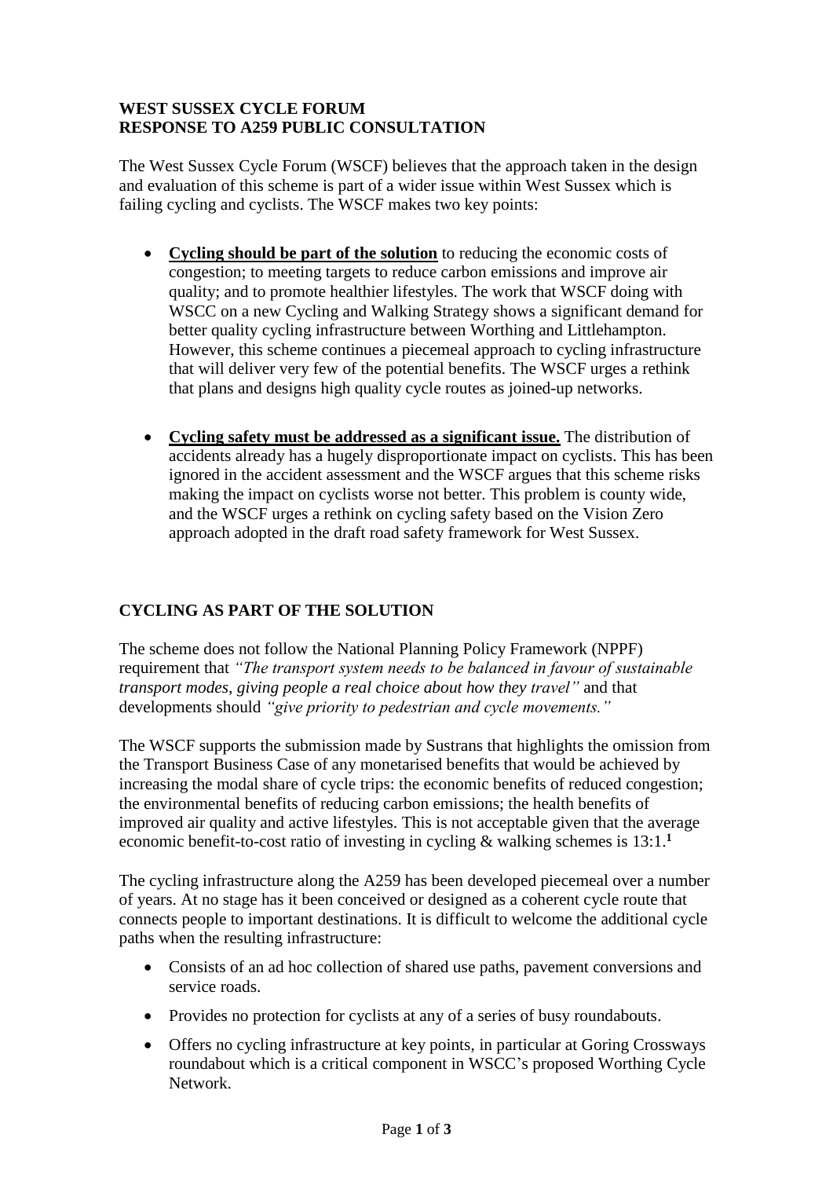**WEST SUSSEX CYCLE FORUM**
**RESPONSE TO A259 PUBLIC CONSULTATION**

The West Sussex Cycle Forum (WSCF) believes that the approach taken in the design and evaluation of this scheme is part of a wider issue within West Sussex which is failing cycling and cyclists. The WSCF makes two key points:

- **Cycling should be part of the solution** to reducing the economic costs of congestion; to meeting targets to reduce carbon emissions and improve air quality; and to promote healthier lifestyles. The work that WSCF doing with WSCC on a new Cycling and Walking Strategy shows a significant demand for better quality cycling infrastructure between Worthing and Littlehampton. However, this scheme continues a piecemeal approach to cycling infrastructure that will deliver very few of the potential benefits. The WSCF urges a rethink that plans and designs high quality cycle routes as joined-up networks.

- **Cycling safety must be addressed as a significant issue.** The distribution of accidents already has a hugely disproportionate impact on cyclists. This has been ignored in the accident assessment and the WSCF argues that this scheme risks making the impact on cyclists worse not better. This problem is county wide, and the WSCF urges a rethink on cycling safety based on the Vision Zero approach adopted in the draft road safety framework for West Sussex.

## CYCLING AS PART OF THE SOLUTION

The scheme does not follow the National Planning Policy Framework (NPPF) requirement that *"The transport system needs to be balanced in favour of sustainable transport modes, giving people a real choice about how they travel"* and that developments should *"give priority to pedestrian and cycle movements."*

The WSCF supports the submission made by Sustrans that highlights the omission from the Transport Business Case of any monetarised benefits that would be achieved by increasing the modal share of cycle trips: the economic benefits of reduced congestion; the environmental benefits of reducing carbon emissions; the health benefits of improved air quality and active lifestyles. This is not acceptable given that the average economic benefit-to-cost ratio of investing in cycling & walking schemes is 13:1.[1]

The cycling infrastructure along the A259 has been developed piecemeal over a number of years. At no stage has it been conceived or designed as a coherent cycle route that connects people to important destinations. It is difficult to welcome the additional cycle paths when the resulting infrastructure:

- Consists of an ad hoc collection of shared use paths, pavement conversions and service roads.
- Provides no protection for cyclists at any of a series of busy roundabouts.
- Offers no cycling infrastructure at key points, in particular at Goring Crossways roundabout which is a critical component in WSCC's proposed Worthing Cycle Network.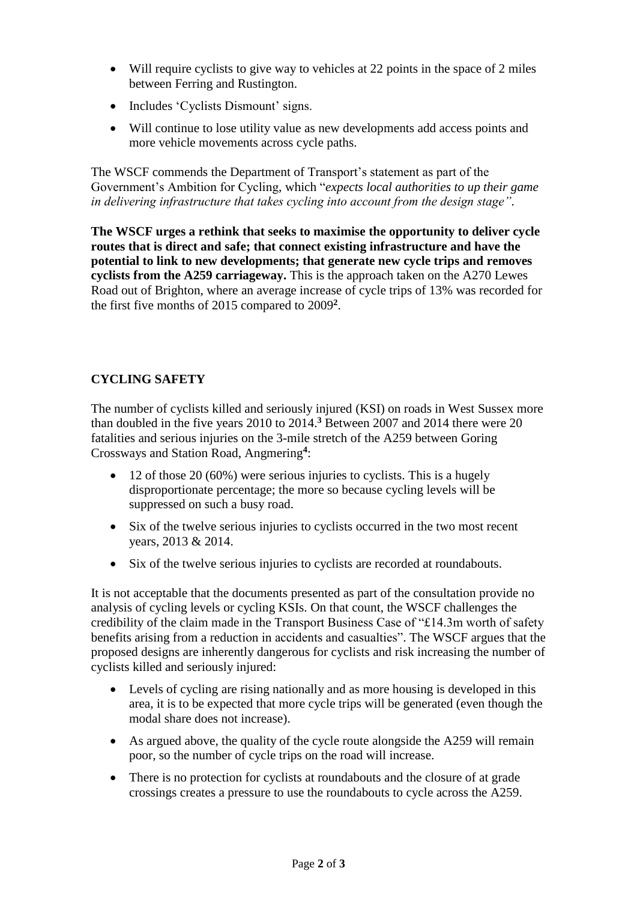- Will require cyclists to give way to vehicles at 22 points in the space of 2 miles between Ferring and Rustington.
- Includes 'Cyclists Dismount' signs.
- Will continue to lose utility value as new developments add access points and more vehicle movements across cycle paths.

The WSCF commends the Department of Transport's statement as part of the Government's Ambition for Cycling, which "*expects local authorities to up their game in delivering infrastructure that takes cycling into account from the design stage"*.

**The WSCF urges a rethink that seeks to maximise the opportunity to deliver cycle routes that is direct and safe; that connect existing infrastructure and have the potential to link to new developments; that generate new cycle trips and removes cyclists from the A259 carriageway.** This is the approach taken on the A270 Lewes Road out of Brighton, where an average increase of cycle trips of 13% was recorded for the first five months of 2015 compared to 2009[2].

## CYCLING SAFETY

The number of cyclists killed and seriously injured (KSI) on roads in West Sussex more than doubled in the five years 2010 to 2014.[3] Between 2007 and 2014 there were 20 fatalities and serious injuries on the 3-mile stretch of the A259 between Goring Crossways and Station Road, Angmering[4]:

- 12 of those 20 (60%) were serious injuries to cyclists. This is a hugely disproportionate percentage; the more so because cycling levels will be suppressed on such a busy road.
- Six of the twelve serious injuries to cyclists occurred in the two most recent years, 2013 & 2014.
- Six of the twelve serious injuries to cyclists are recorded at roundabouts.

It is not acceptable that the documents presented as part of the consultation provide no analysis of cycling levels or cycling KSIs. On that count, the WSCF challenges the credibility of the claim made in the Transport Business Case of "£14.3m worth of safety benefits arising from a reduction in accidents and casualties". The WSCF argues that the proposed designs are inherently dangerous for cyclists and risk increasing the number of cyclists killed and seriously injured:

- Levels of cycling are rising nationally and as more housing is developed in this area, it is to be expected that more cycle trips will be generated (even though the modal share does not increase).
- As argued above, the quality of the cycle route alongside the A259 will remain poor, so the number of cycle trips on the road will increase.
- There is no protection for cyclists at roundabouts and the closure of at grade crossings creates a pressure to use the roundabouts to cycle across the A259.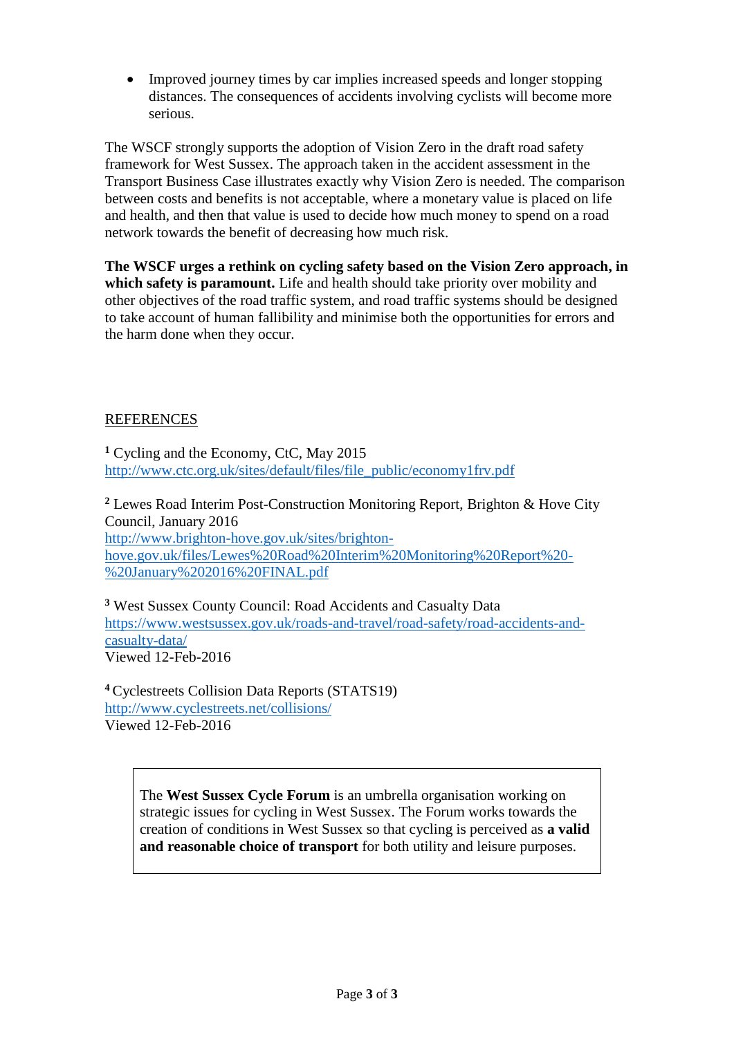- Improved journey times by car implies increased speeds and longer stopping distances. The consequences of accidents involving cyclists will become more serious.

The WSCF strongly supports the adoption of Vision Zero in the draft road safety framework for West Sussex. The approach taken in the accident assessment in the Transport Business Case illustrates exactly why Vision Zero is needed. The comparison between costs and benefits is not acceptable, where a monetary value is placed on life and health, and then that value is used to decide how much money to spend on a road network towards the benefit of decreasing how much risk.

**The WSCF urges a rethink on cycling safety based on the Vision Zero approach, in which safety is paramount.** Life and health should take priority over mobility and other objectives of the road traffic system, and road traffic systems should be designed to take account of human fallibility and minimise both the opportunities for errors and the harm done when they occur.

## REFERENCES

[1] Cycling and the Economy, CtC, May 2015
http://www.ctc.org.uk/sites/default/files/file_public/economy1frv.pdf

[2] Lewes Road Interim Post-Construction Monitoring Report, Brighton & Hove City Council, January 2016
http://www.brighton-hove.gov.uk/sites/brighton-hove.gov.uk/files/Lewes%20Road%20Interim%20Monitoring%20Report%20-%20January%202016%20FINAL.pdf

[3] West Sussex County Council: Road Accidents and Casualty Data
https://www.westsussex.gov.uk/roads-and-travel/road-safety/road-accidents-and-casualty-data/
Viewed 12-Feb-2016

[4] Cyclestreets Collision Data Reports (STATS19)
http://www.cyclestreets.net/collisions/
Viewed 12-Feb-2016

The **West Sussex Cycle Forum** is an umbrella organisation working on strategic issues for cycling in West Sussex. The Forum works towards the creation of conditions in West Sussex so that cycling is perceived as **a valid and reasonable choice of transport** for both utility and leisure purposes.